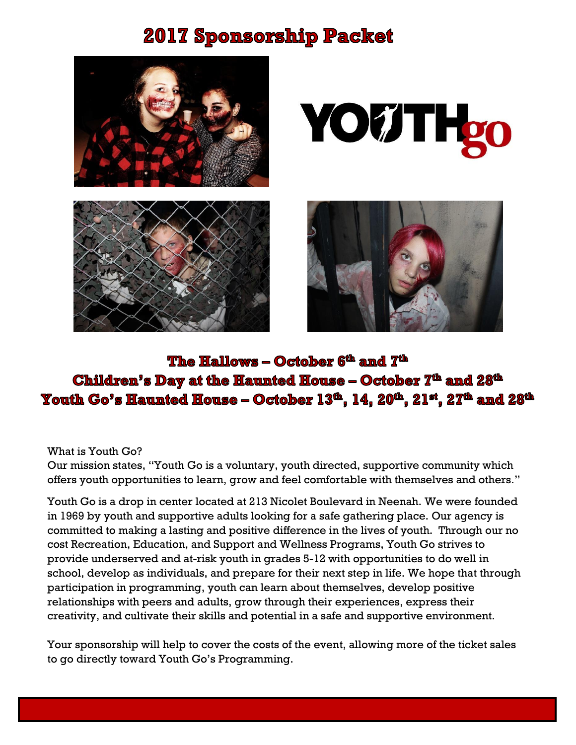# 2017 Sponsorship Packet

**The Hallows – October 6th and 7th**

**Children's Day at the Haunted House – October 7th and 28th**

**Youth Go's Haunted House – October 13th, 14, 20th, 21st, 27th and 28th**

What is Youth Go?

Our mission states, "Youth Go is a voluntary, youth directed, supportive community which offers youth opportunities to learn, grow and feel comfortable with themselves and others."

Youth Go is a drop in center located at 213 Nicolet Boulevard in Neenah. We were founded in 1969 by youth and supportive adults looking for a safe gathering place. Our agency is committed to making a lasting and positive difference in the lives of youth. Through our no cost Recreation, Education, and Support and Wellness Programs, Youth Go strives to provide underserved and at-risk youth in grades 5-12 with opportunities to do well in school, develop as individuals, and prepare for their next step in life. We hope that through participation in programming, youth can learn about themselves, develop positive relationships with peers and adults, grow through their experiences, express their creativity, and cultivate their skills and potential in a safe and supportive environment.

Your sponsorship will help to cover the costs of the event, allowing more of the ticket sales to go directly toward Youth Go's Programming.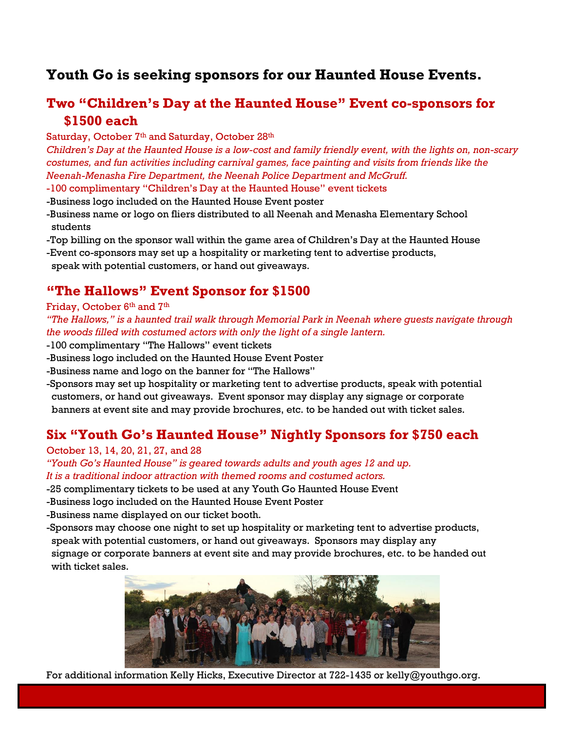## Youth Go is seeking sponsors for our Haunted House Events.

### Two "Children's Day at the Haunted House" Event co-sponsors for $1500 each

Saturday, October 7th and Saturday, October 28th

*Children's Day at the Haunted House is a low-cost and family friendly event, with the lights on, non-scary costumes, and fun activities including carnival games, face painting and visits from friends like the Neenah-Menasha Fire Department, the Neenah Police Department and McGruff.*

- 100 complimentary "Children's Day at the Haunted House" event tickets
- Business logo included on the Haunted House Event poster
- Business name or logo on fliers distributed to all Neenah and Menasha Elementary School students
- Top billing on the sponsor wall within the game area of Children's Day at the Haunted House
- Event co-sponsors may set up a hospitality or marketing tent to advertise products, speak with potential customers, or hand out giveaways.

### "The Hallows" Event Sponsor for $1500

Friday, October 6th and 7th

*"The Hallows," is a haunted trail walk through Memorial Park in Neenah where guests navigate through the woods filled with costumed actors with only the light of a single lantern.*

- 100 complimentary "The Hallows" event tickets
- Business logo included on the Haunted House Event Poster
- Business name and logo on the banner for "The Hallows"
- Sponsors may set up hospitality or marketing tent to advertise products, speak with potential customers, or hand out giveaways. Event sponsor may display any signage or corporate banners at event site and may provide brochures, etc. to be handed out with ticket sales.

### Six "Youth Go's Haunted House" Nightly Sponsors for $750 each

October 13, 14, 20, 21, 27, and 28

*"Youth Go's Haunted House" is geared towards adults and youth ages 12 and up.*
*It is a traditional indoor attraction with themed rooms and costumed actors.*

- 25 complimentary tickets to be used at any Youth Go Haunted House Event
- Business logo included on the Haunted House Event Poster
- Business name displayed on our ticket booth.
- Sponsors may choose one night to set up hospitality or marketing tent to advertise products, speak with potential customers, or hand out giveaways. Sponsors may display any signage or corporate banners at event site and may provide brochures, etc. to be handed out with ticket sales.

For additional information Kelly Hicks, Executive Director at 722-1435 or kelly@youthgo.org.